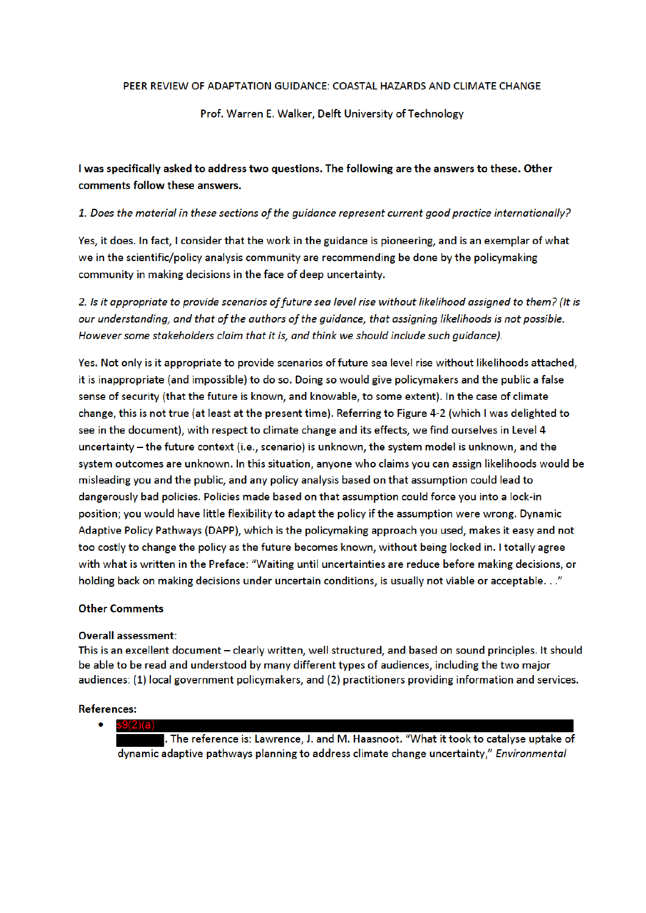PEER REVIEW OF ADAPTATION GUIDANCE: COASTAL HAZARDS AND CLIMATE CHANGE

Prof. Warren E. Walker, Delft University of Technology

**I was specifically asked to address two questions. The following are the answers to these. Other comments follow these answers.**

*1. Does the material in these sections of the guidance represent current good practice internationally?*

Yes, it does. In fact, I consider that the work in the guidance is pioneering, and is an exemplar of what we in the scientific/policy analysis community are recommending be done by the policymaking community in making decisions in the face of deep uncertainty.

*2. Is it appropriate to provide scenarios of future sea level rise without likelihood assigned to them? (It is our understanding, and that of the authors of the guidance, that assigning likelihoods is not possible. However some stakeholders claim that it is, and think we should include such guidance).*

Yes. Not only is it appropriate to provide scenarios of future sea level rise without likelihoods attached, it is inappropriate (and impossible) to do so. Doing so would give policymakers and the public a false sense of security (that the future is known, and knowable, to some extent). In the case of climate change, this is not true (at least at the present time). Referring to Figure 4-2 (which I was delighted to see in the document), with respect to climate change and its effects, we find ourselves in Level 4 uncertainty – the future context (i.e., scenario) is unknown, the system model is unknown, and the system outcomes are unknown. In this situation, anyone who claims you can assign likelihoods would be misleading you and the public, and any policy analysis based on that assumption could lead to dangerously bad policies. Policies made based on that assumption could force you into a lock-in position; you would have little flexibility to adapt the policy if the assumption were wrong. Dynamic Adaptive Policy Pathways (DAPP), which is the policymaking approach you used, makes it easy and not too costly to change the policy as the future becomes known, without being locked in. I totally agree with what is written in the Preface: "Waiting until uncertainties are reduce before making decisions, or holding back on making decisions under uncertain conditions, is usually not viable or acceptable. . ."

**Other Comments**

**Overall assessment**:
This is an excellent document – clearly written, well structured, and based on sound principles. It should be able to be read and understood by many different types of audiences, including the two major audiences: (1) local government policymakers, and (2) practitioners providing information and services.

**References:**

- s9(2)(a) [redacted]. The reference is: Lawrence, J. and M. Haasnoot. "What it took to catalyse uptake of dynamic adaptive pathways planning to address climate change uncertainty," *Environmental*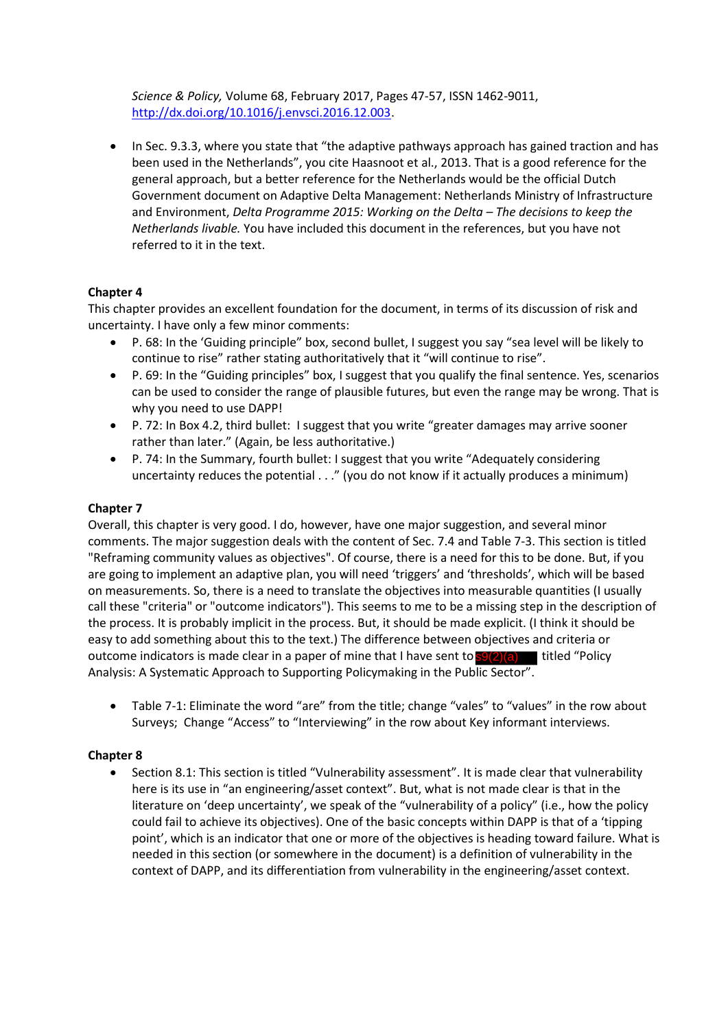*Science & Policy,* Volume 68, February 2017, Pages 47-57, ISSN 1462-9011, http://dx.doi.org/10.1016/j.envsci.2016.12.003.

- In Sec. 9.3.3, where you state that "the adaptive pathways approach has gained traction and has been used in the Netherlands", you cite Haasnoot et al., 2013. That is a good reference for the general approach, but a better reference for the Netherlands would be the official Dutch Government document on Adaptive Delta Management: Netherlands Ministry of Infrastructure and Environment, *Delta Programme 2015: Working on the Delta – The decisions to keep the Netherlands livable.* You have included this document in the references, but you have not referred to it in the text.

**Chapter 4**

This chapter provides an excellent foundation for the document, in terms of its discussion of risk and uncertainty. I have only a few minor comments:

- P. 68: In the 'Guiding principle" box, second bullet, I suggest you say "sea level will be likely to continue to rise" rather stating authoritatively that it "will continue to rise".
- P. 69: In the "Guiding principles" box, I suggest that you qualify the final sentence. Yes, scenarios can be used to consider the range of plausible futures, but even the range may be wrong. That is why you need to use DAPP!
- P. 72: In Box 4.2, third bullet: I suggest that you write "greater damages may arrive sooner rather than later." (Again, be less authoritative.)
- P. 74: In the Summary, fourth bullet: I suggest that you write "Adequately considering uncertainty reduces the potential . . ." (you do not know if it actually produces a minimum)

**Chapter 7**

Overall, this chapter is very good. I do, however, have one major suggestion, and several minor comments. The major suggestion deals with the content of Sec. 7.4 and Table 7-3. This section is titled "Reframing community values as objectives". Of course, there is a need for this to be done. But, if you are going to implement an adaptive plan, you will need 'triggers' and 'thresholds', which will be based on measurements. So, there is a need to translate the objectives into measurable quantities (I usually call these "criteria" or "outcome indicators"). This seems to me to be a missing step in the description of the process. It is probably implicit in the process. But, it should be made explicit. (I think it should be easy to add something about this to the text.) The difference between objectives and criteria or outcome indicators is made clear in a paper of mine that I have sent to s9(2)(a) titled "Policy Analysis: A Systematic Approach to Supporting Policymaking in the Public Sector".

- Table 7-1: Eliminate the word "are" from the title; change "vales" to "values" in the row about Surveys; Change "Access" to "Interviewing" in the row about Key informant interviews.

**Chapter 8**

- Section 8.1: This section is titled "Vulnerability assessment". It is made clear that vulnerability here is its use in "an engineering/asset context". But, what is not made clear is that in the literature on 'deep uncertainty', we speak of the "vulnerability of a policy" (i.e., how the policy could fail to achieve its objectives). One of the basic concepts within DAPP is that of a 'tipping point', which is an indicator that one or more of the objectives is heading toward failure. What is needed in this section (or somewhere in the document) is a definition of vulnerability in the context of DAPP, and its differentiation from vulnerability in the engineering/asset context.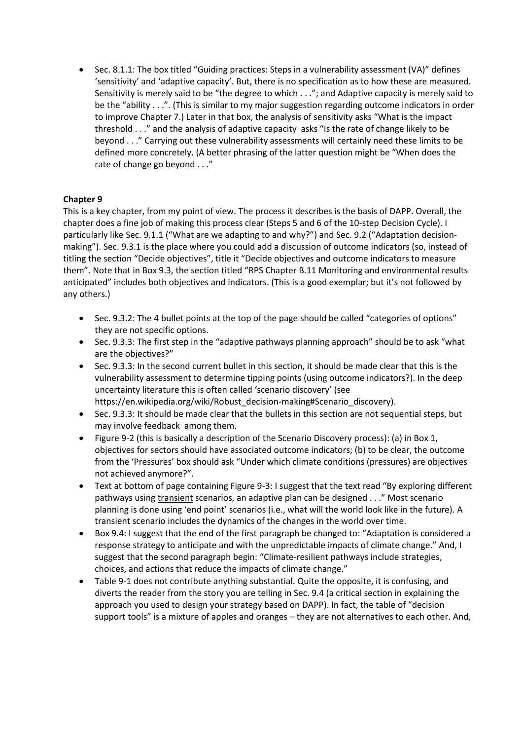- Sec. 8.1.1: The box titled "Guiding practices: Steps in a vulnerability assessment (VA)" defines 'sensitivity' and 'adaptive capacity'. But, there is no specification as to how these are measured. Sensitivity is merely said to be "the degree to which . . ."; and Adaptive capacity is merely said to be the "ability . . .". (This is similar to my major suggestion regarding outcome indicators in order to improve Chapter 7.) Later in that box, the analysis of sensitivity asks "What is the impact threshold . . ." and the analysis of adaptive capacity asks "Is the rate of change likely to be beyond . . ." Carrying out these vulnerability assessments will certainly need these limits to be defined more concretely. (A better phrasing of the latter question might be "When does the rate of change go beyond . . ."

**Chapter 9**

This is a key chapter, from my point of view. The process it describes is the basis of DAPP. Overall, the chapter does a fine job of making this process clear (Steps 5 and 6 of the 10-step Decision Cycle). I particularly like Sec. 9.1.1 ("What are we adapting to and why?") and Sec. 9.2 ("Adaptation decision-making"). Sec. 9.3.1 is the place where you could add a discussion of outcome indicators (so, instead of titling the section "Decide objectives", title it "Decide objectives and outcome indicators to measure them". Note that in Box 9.3, the section titled "RPS Chapter B.11 Monitoring and environmental results anticipated" includes both objectives and indicators. (This is a good exemplar; but it's not followed by any others.)

- Sec. 9.3.2: The 4 bullet points at the top of the page should be called "categories of options" they are not specific options.
- Sec. 9.3.3: The first step in the "adaptive pathways planning approach" should be to ask "what are the objectives?"
- Sec. 9.3.3: In the second current bullet in this section, it should be made clear that this is the vulnerability assessment to determine tipping points (using outcome indicators?). In the deep uncertainty literature this is often called 'scenario discovery' (see https://en.wikipedia.org/wiki/Robust_decision-making#Scenario_discovery).
- Sec. 9.3.3: It should be made clear that the bullets in this section are not sequential steps, but may involve feedback among them.
- Figure 9-2 (this is basically a description of the Scenario Discovery process): (a) in Box 1, objectives for sectors should have associated outcome indicators; (b) to be clear, the outcome from the 'Pressures' box should ask "Under which climate conditions (pressures) are objectives not achieved anymore?".
- Text at bottom of page containing Figure 9-3: I suggest that the text read "By exploring different pathways using transient scenarios, an adaptive plan can be designed . . ." Most scenario planning is done using 'end point' scenarios (i.e., what will the world look like in the future). A transient scenario includes the dynamics of the changes in the world over time.
- Box 9.4: I suggest that the end of the first paragraph be changed to: "Adaptation is considered a response strategy to anticipate and with the unpredictable impacts of climate change." And, I suggest that the second paragraph begin: "Climate-resilient pathways include strategies, choices, and actions that reduce the impacts of climate change."
- Table 9-1 does not contribute anything substantial. Quite the opposite, it is confusing, and diverts the reader from the story you are telling in Sec. 9.4 (a critical section in explaining the approach you used to design your strategy based on DAPP). In fact, the table of "decision support tools" is a mixture of apples and oranges – they are not alternatives to each other. And,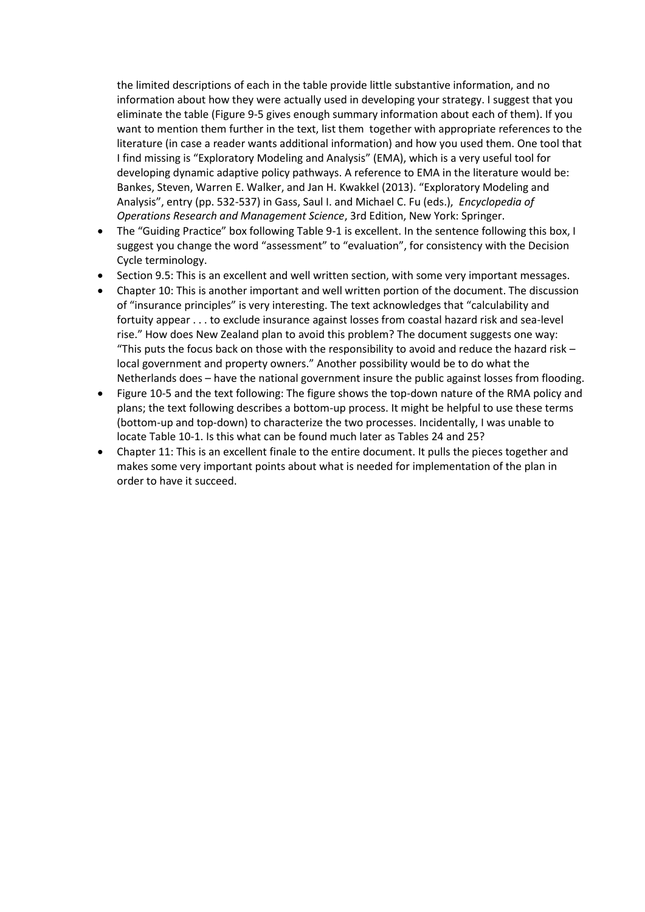the limited descriptions of each in the table provide little substantive information, and no information about how they were actually used in developing your strategy. I suggest that you eliminate the table (Figure 9-5 gives enough summary information about each of them). If you want to mention them further in the text, list them together with appropriate references to the literature (in case a reader wants additional information) and how you used them. One tool that I find missing is "Exploratory Modeling and Analysis" (EMA), which is a very useful tool for developing dynamic adaptive policy pathways. A reference to EMA in the literature would be: Bankes, Steven, Warren E. Walker, and Jan H. Kwakkel (2013). "Exploratory Modeling and Analysis", entry (pp. 532-537) in Gass, Saul I. and Michael C. Fu (eds.), *Encyclopedia of Operations Research and Management Science*, 3rd Edition, New York: Springer.

- The "Guiding Practice" box following Table 9-1 is excellent. In the sentence following this box, I suggest you change the word "assessment" to "evaluation", for consistency with the Decision Cycle terminology.
- Section 9.5: This is an excellent and well written section, with some very important messages.
- Chapter 10: This is another important and well written portion of the document. The discussion of "insurance principles" is very interesting. The text acknowledges that "calculability and fortuity appear . . . to exclude insurance against losses from coastal hazard risk and sea-level rise." How does New Zealand plan to avoid this problem? The document suggests one way: "This puts the focus back on those with the responsibility to avoid and reduce the hazard risk – local government and property owners." Another possibility would be to do what the Netherlands does – have the national government insure the public against losses from flooding.
- Figure 10-5 and the text following: The figure shows the top-down nature of the RMA policy and plans; the text following describes a bottom-up process. It might be helpful to use these terms (bottom-up and top-down) to characterize the two processes. Incidentally, I was unable to locate Table 10-1. Is this what can be found much later as Tables 24 and 25?
- Chapter 11: This is an excellent finale to the entire document. It pulls the pieces together and makes some very important points about what is needed for implementation of the plan in order to have it succeed.